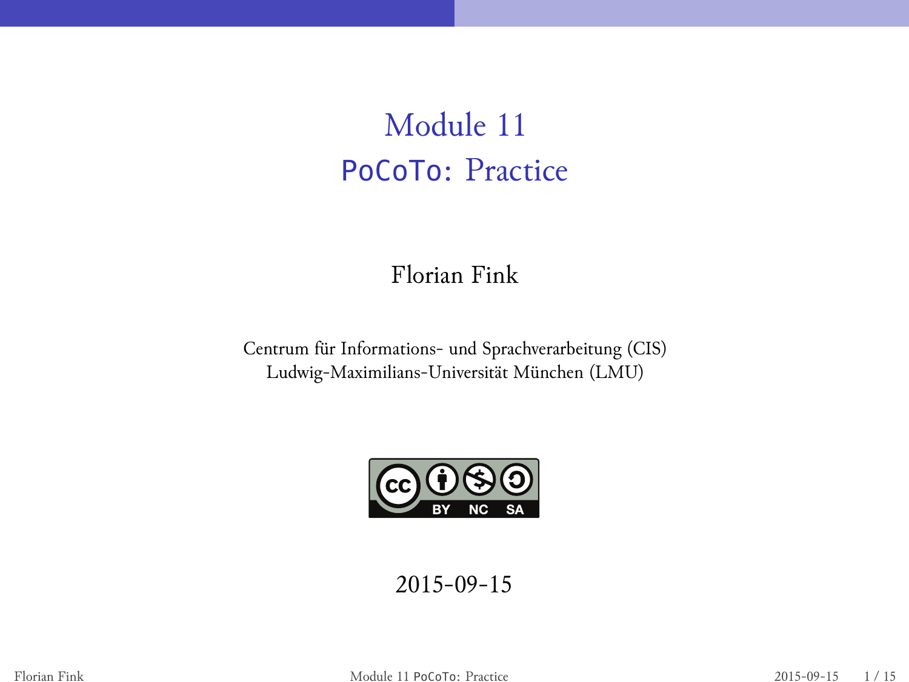# Module 11
## PoCoTo: Practice

Florian Fink

Centrum für Informations- und Sprachverarbeitung (CIS)
Ludwig-Maximilians-Universität München (LMU)

CC BY NC SA

2015-09-15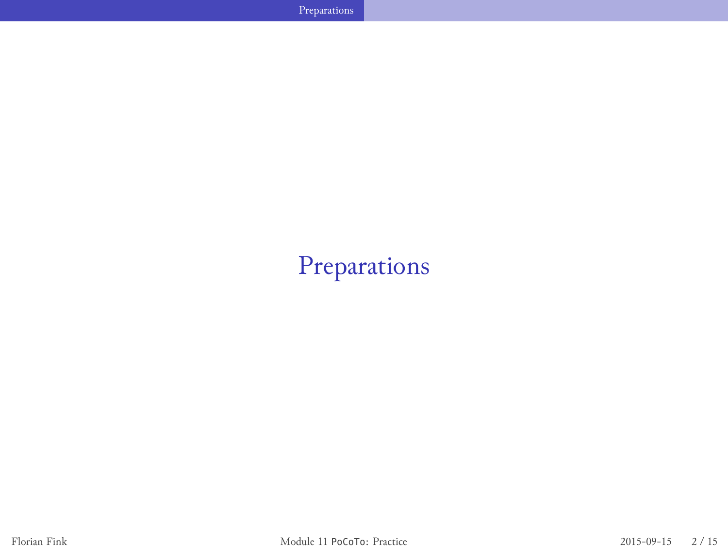# Preparations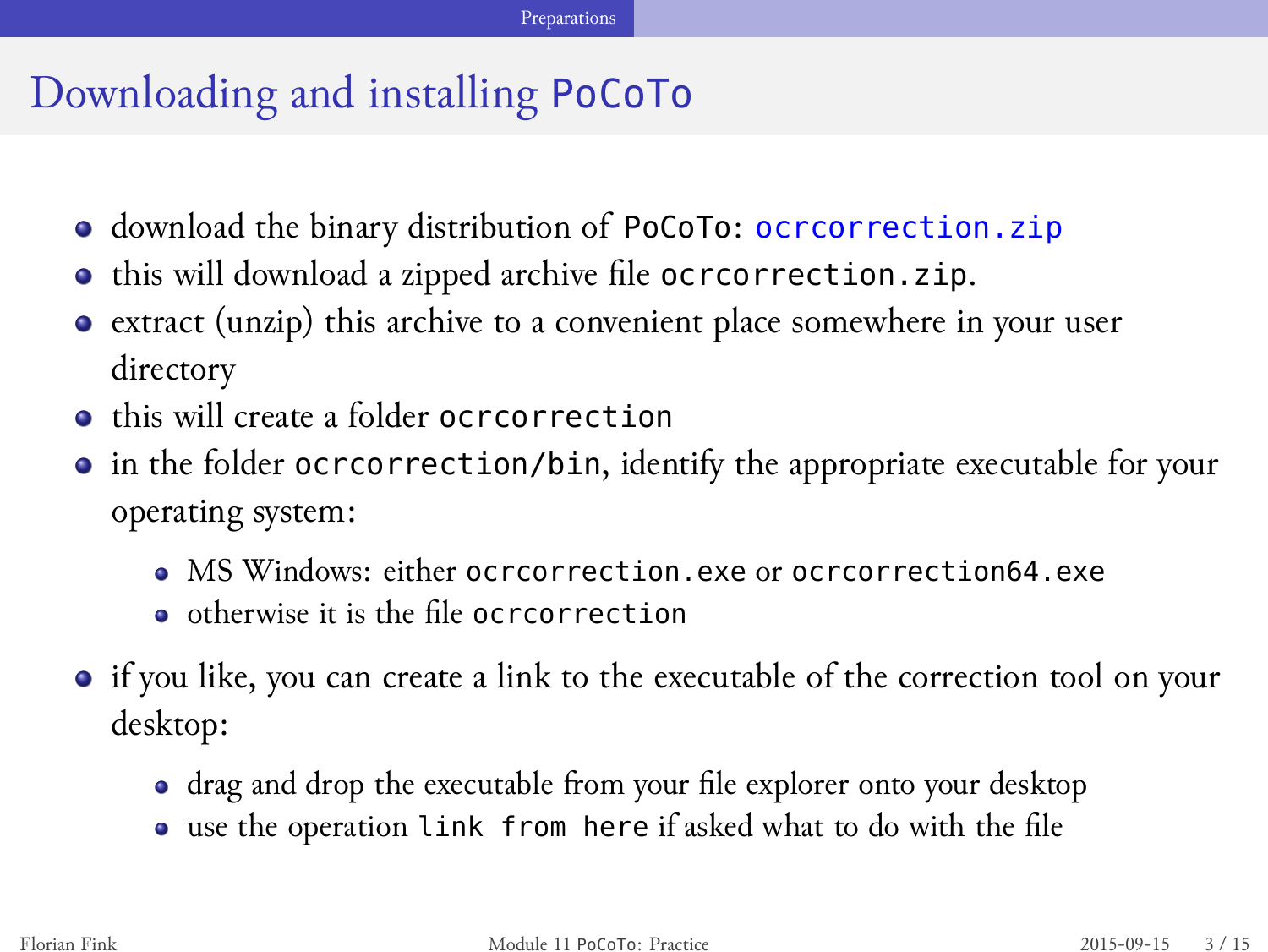# Downloading and installing `PoCoTo`

- download the binary distribution of `PoCoTo`: `ocrcorrection.zip`
- this will download a zipped archive file `ocrcorrection.zip`.
- extract (unzip) this archive to a convenient place somewhere in your user directory
- this will create a folder `ocrcorrection`
- in the folder `ocrcorrection/bin`, identify the appropriate executable for your operating system:
  - MS Windows: either `ocrcorrection.exe` or `ocrcorrection64.exe`
  - otherwise it is the file `ocrcorrection`
- if you like, you can create a link to the executable of the correction tool on your desktop:
  - drag and drop the executable from your file explorer onto your desktop
  - use the operation `link from here` if asked what to do with the file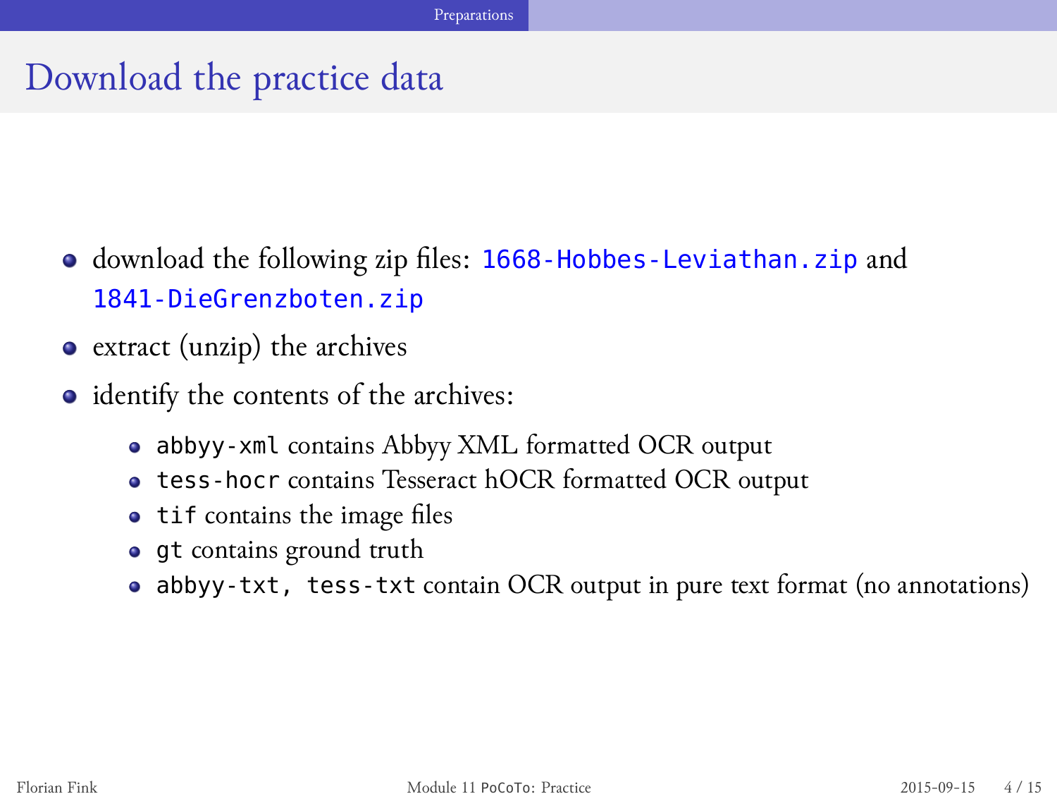# Download the practice data

- download the following zip files: `1668-Hobbes-Leviathan.zip` and `1841-DieGrenzboten.zip`
- extract (unzip) the archives
- identify the contents of the archives:
  - `abbyy-xml` contains Abbyy XML formatted OCR output
  - `tess-hocr` contains Tesseract hOCR formatted OCR output
  - `tif` contains the image files
  - `gt` contains ground truth
  - `abbyy-txt, tess-txt` contain OCR output in pure text format (no annotations)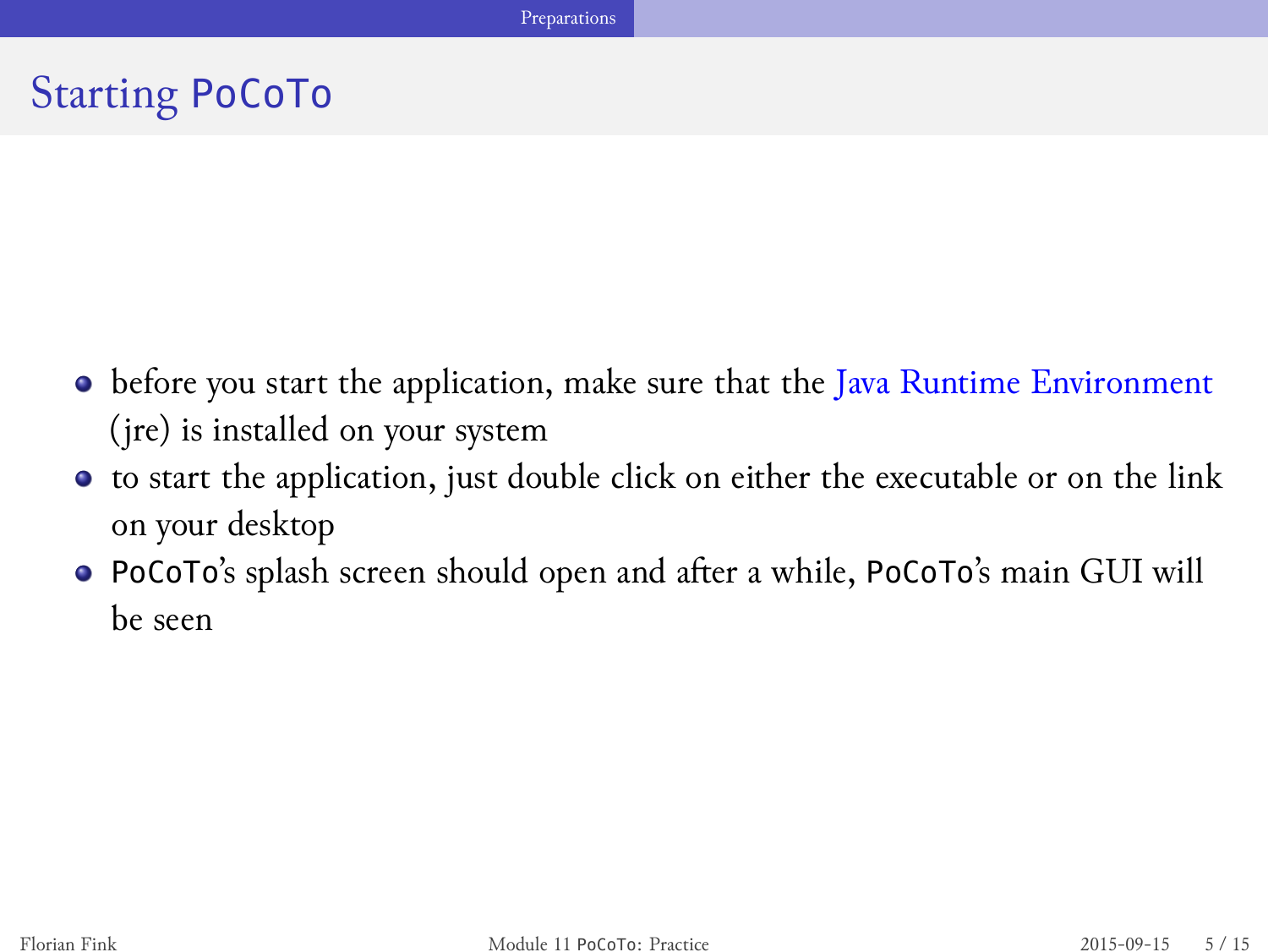# Starting PoCoTo

- before you start the application, make sure that the Java Runtime Environment (jre) is installed on your system
- to start the application, just double click on either the executable or on the link on your desktop
- PoCoTo's splash screen should open and after a while, PoCoTo's main GUI will be seen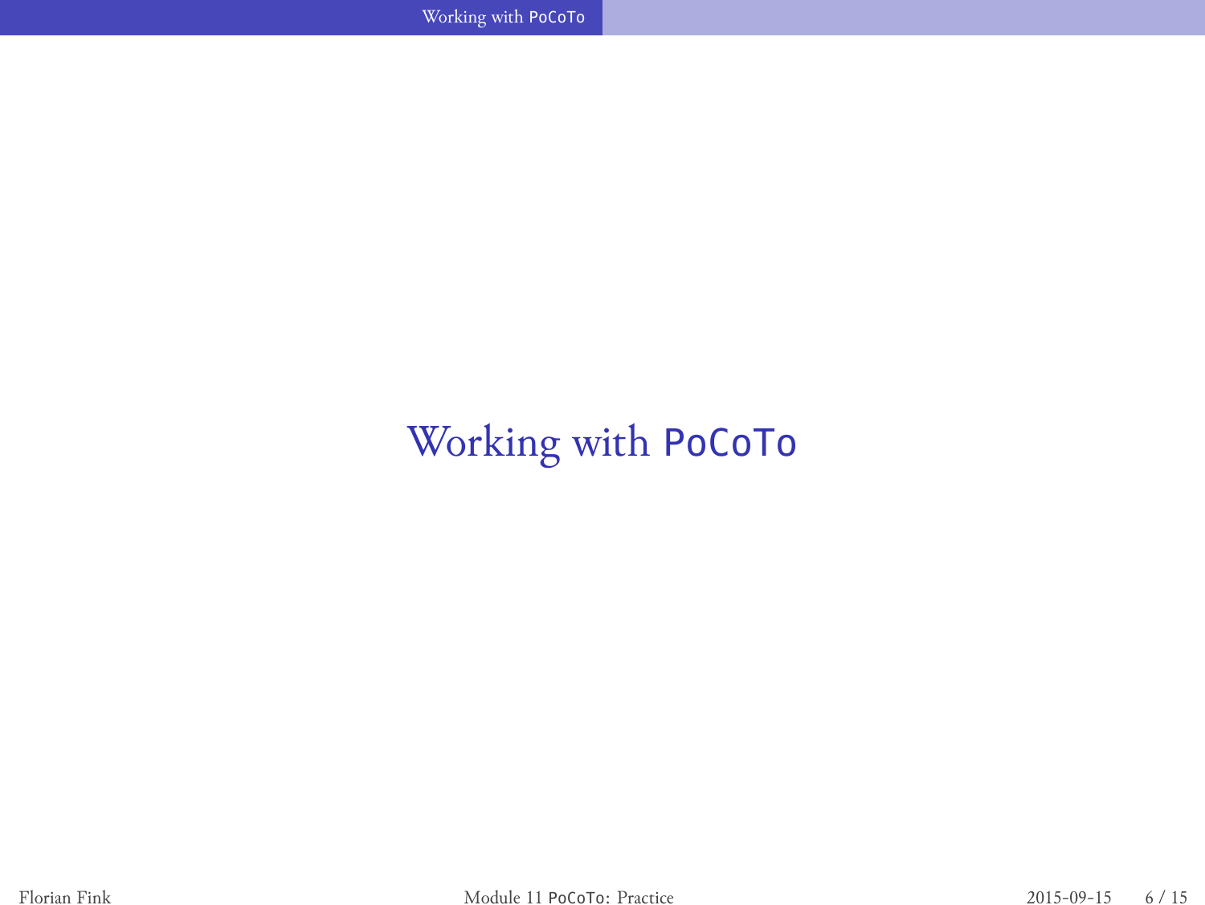# Working with PoCoTo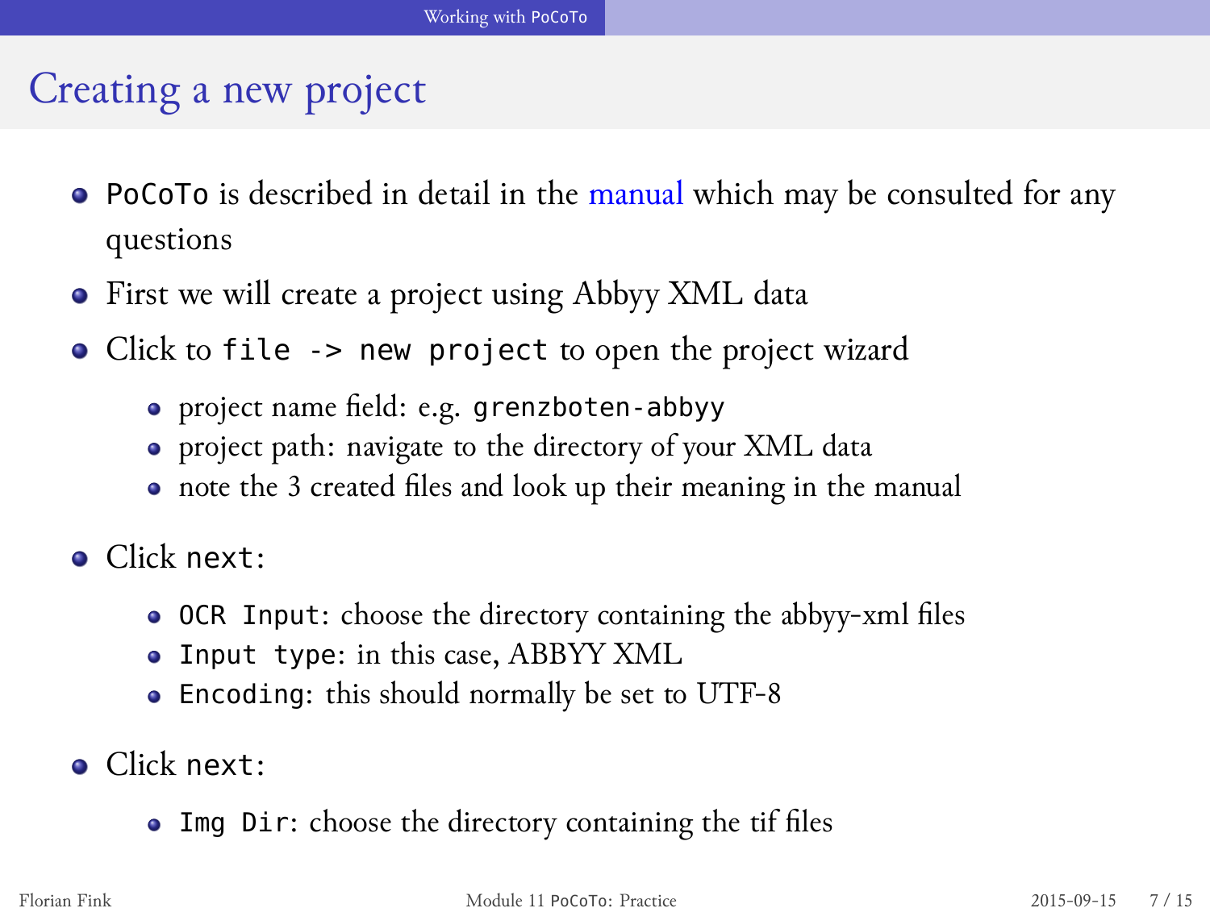# Creating a new project

- `PoCoTo` is described in detail in the manual which may be consulted for any questions
- First we will create a project using Abbyy XML data
- Click to `file -> new project` to open the project wizard
  - project name field: e.g. `grenzboten-abbyy`
  - project path: navigate to the directory of your XML data
  - note the 3 created files and look up their meaning in the manual
- Click `next`:
  - `OCR Input`: choose the directory containing the abbyy-xml files
  - `Input type`: in this case, ABBYY XML
  - `Encoding`: this should normally be set to UTF-8
- Click `next`:
  - `Img Dir`: choose the directory containing the tif files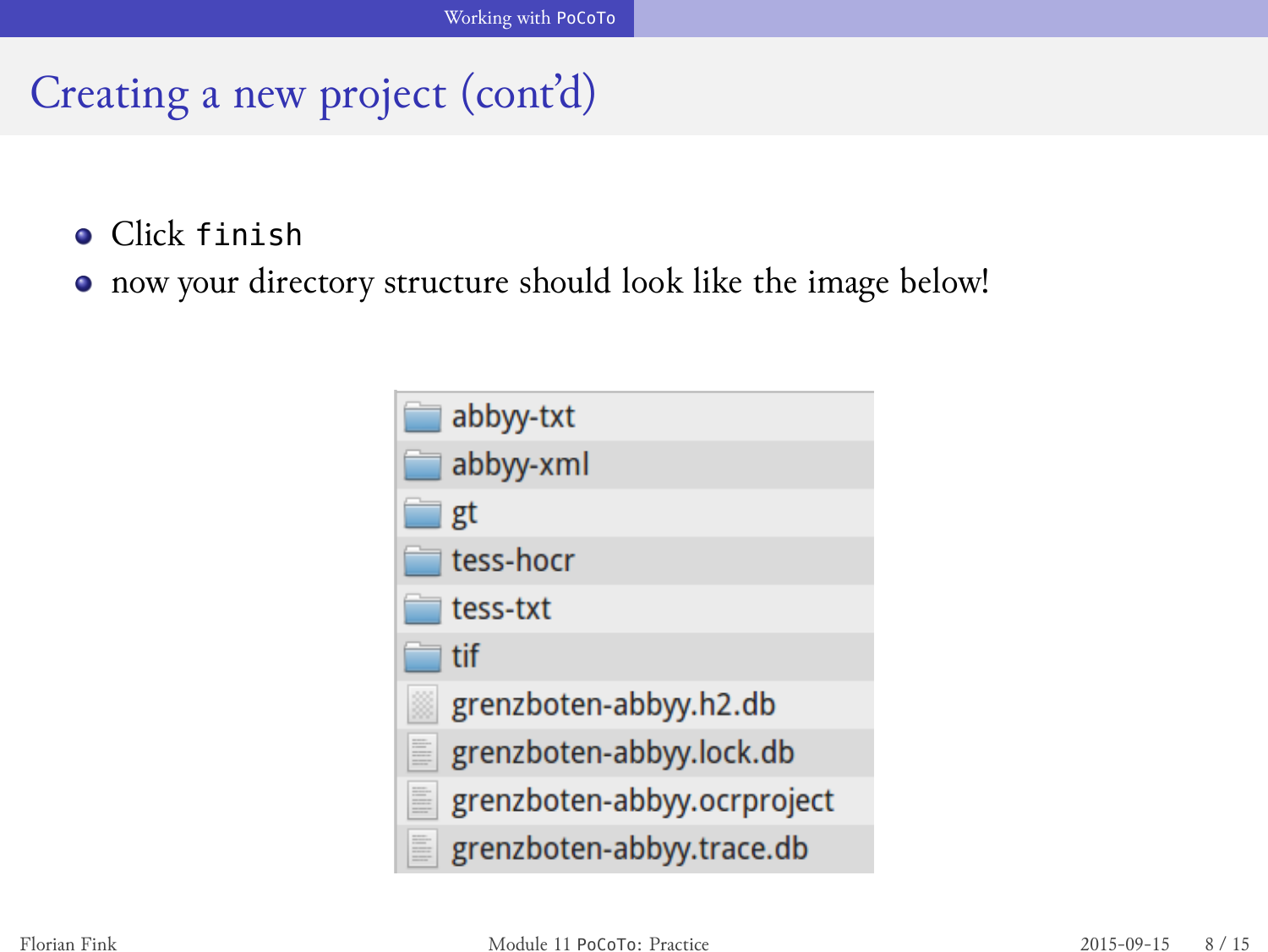# Creating a new project (cont'd)

- Click `finish`
- now your directory structure should look like the image below!

abbyy-txt
abbyy-xml
gt
tess-hocr
tess-txt
tif
grenzboten-abbyy.h2.db
grenzboten-abbyy.lock.db
grenzboten-abbyy.ocrproject
grenzboten-abbyy.trace.db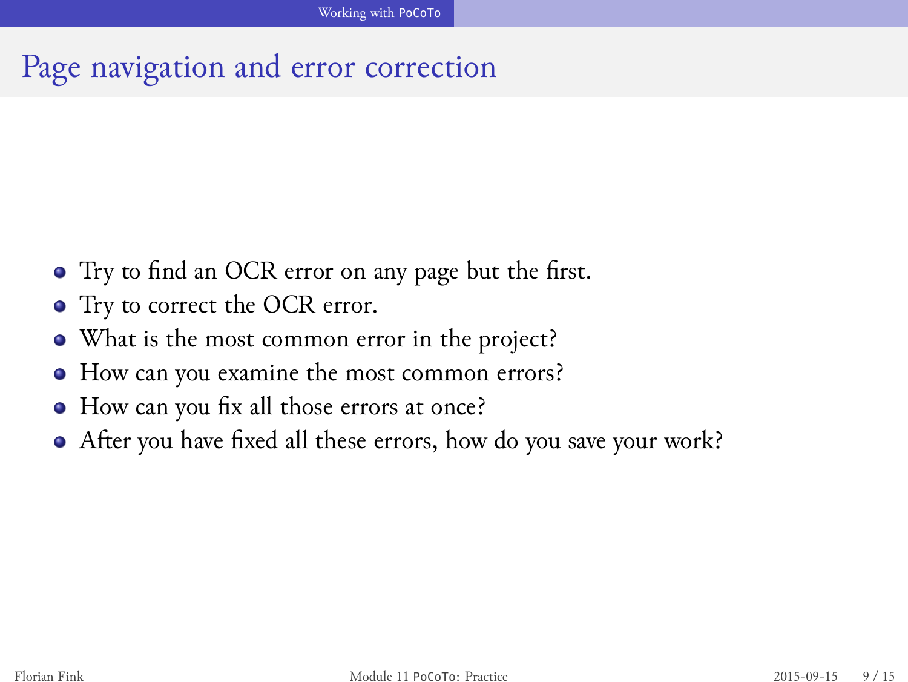# Page navigation and error correction

- Try to find an OCR error on any page but the first.
- Try to correct the OCR error.
- What is the most common error in the project?
- How can you examine the most common errors?
- How can you fix all those errors at once?
- After you have fixed all these errors, how do you save your work?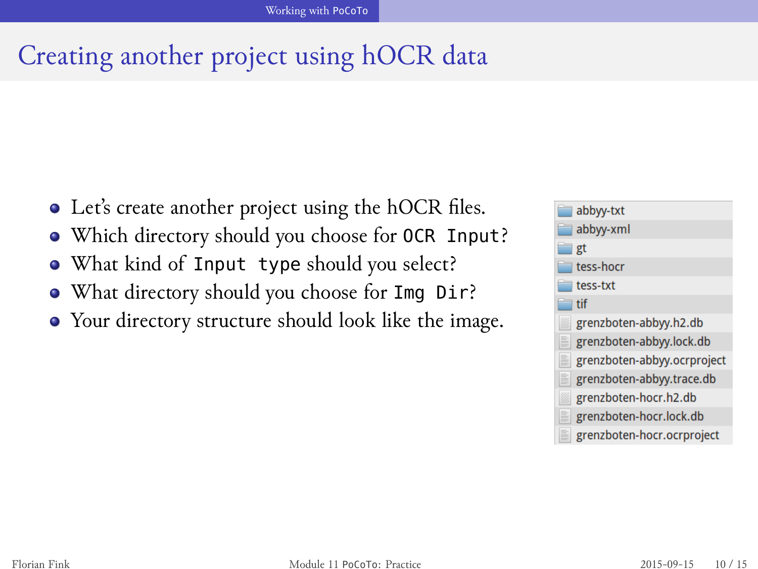# Creating another project using hOCR data

- Let's create another project using the hOCR files.
- Which directory should you choose for `OCR Input`?
- What kind of `Input type` should you select?
- What directory should you choose for `Img Dir`?
- Your directory structure should look like the image.

```
abbyy-txt
abbyy-xml
gt
tess-hocr
tess-txt
tif
grenzboten-abbyy.h2.db
grenzboten-abbyy.lock.db
grenzboten-abbyy.ocrproject
grenzboten-abbyy.trace.db
grenzboten-hocr.h2.db
grenzboten-hocr.lock.db
grenzboten-hocr.ocrproject
```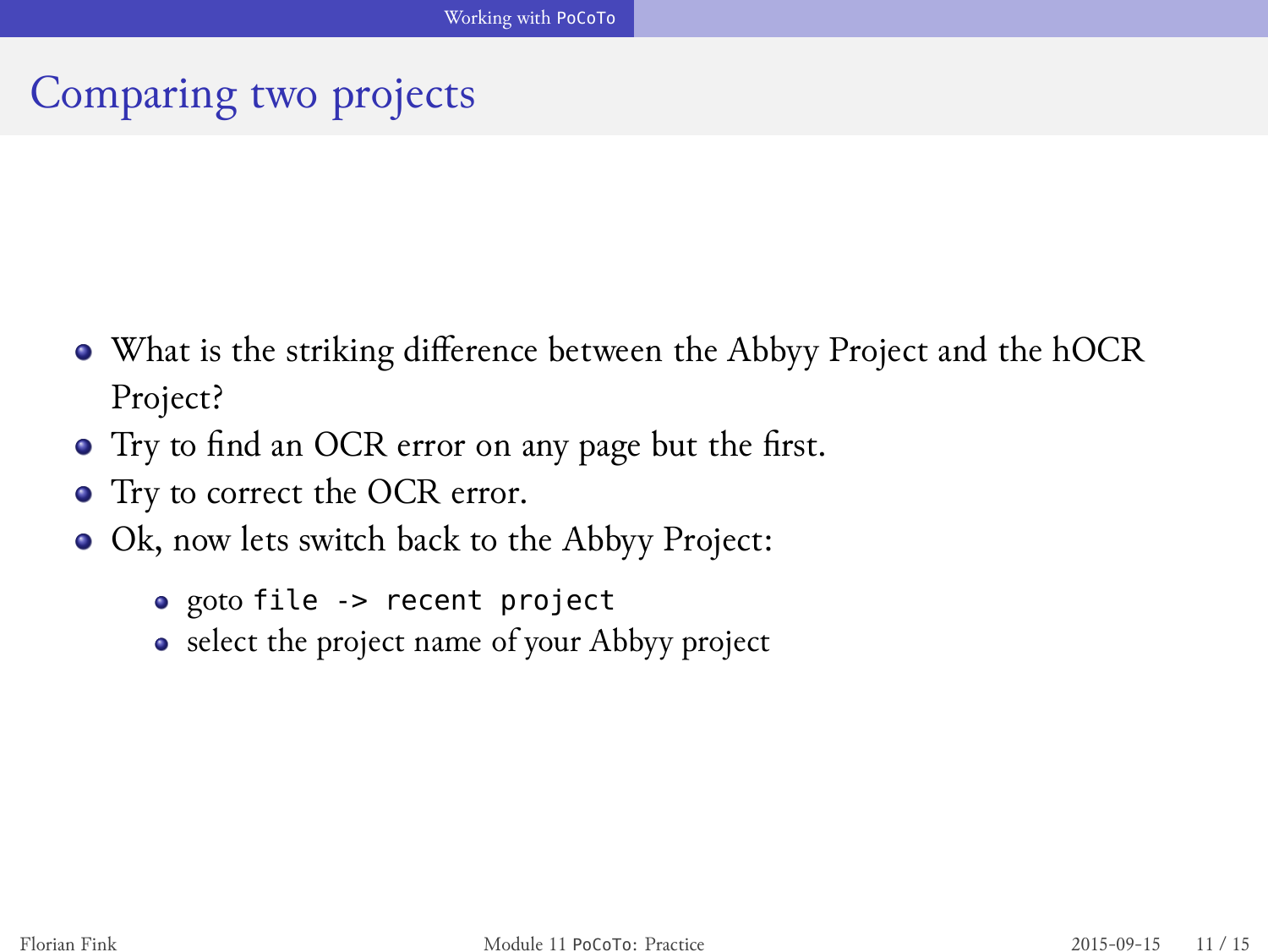# Comparing two projects

- What is the striking difference between the Abbyy Project and the hOCR Project?
- Try to find an OCR error on any page but the first.
- Try to correct the OCR error.
- Ok, now lets switch back to the Abbyy Project:
  - goto `file -> recent project`
  - select the project name of your Abbyy project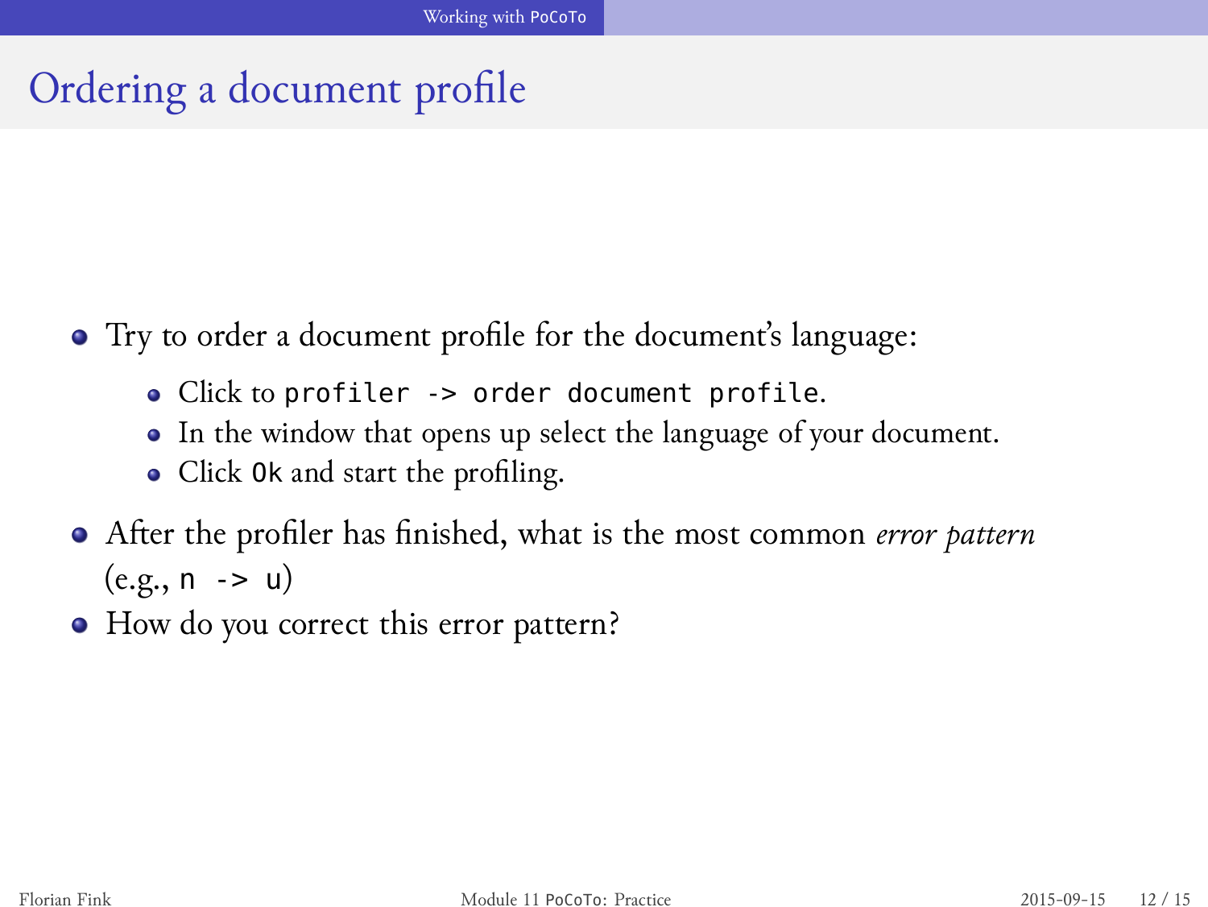# Ordering a document profile

- Try to order a document profile for the document's language:
  - Click to `profiler -> order document profile`.
  - In the window that opens up select the language of your document.
  - Click `Ok` and start the profiling.
- After the profiler has finished, what is the most common *error pattern* (e.g., `n -> u`)
- How do you correct this error pattern?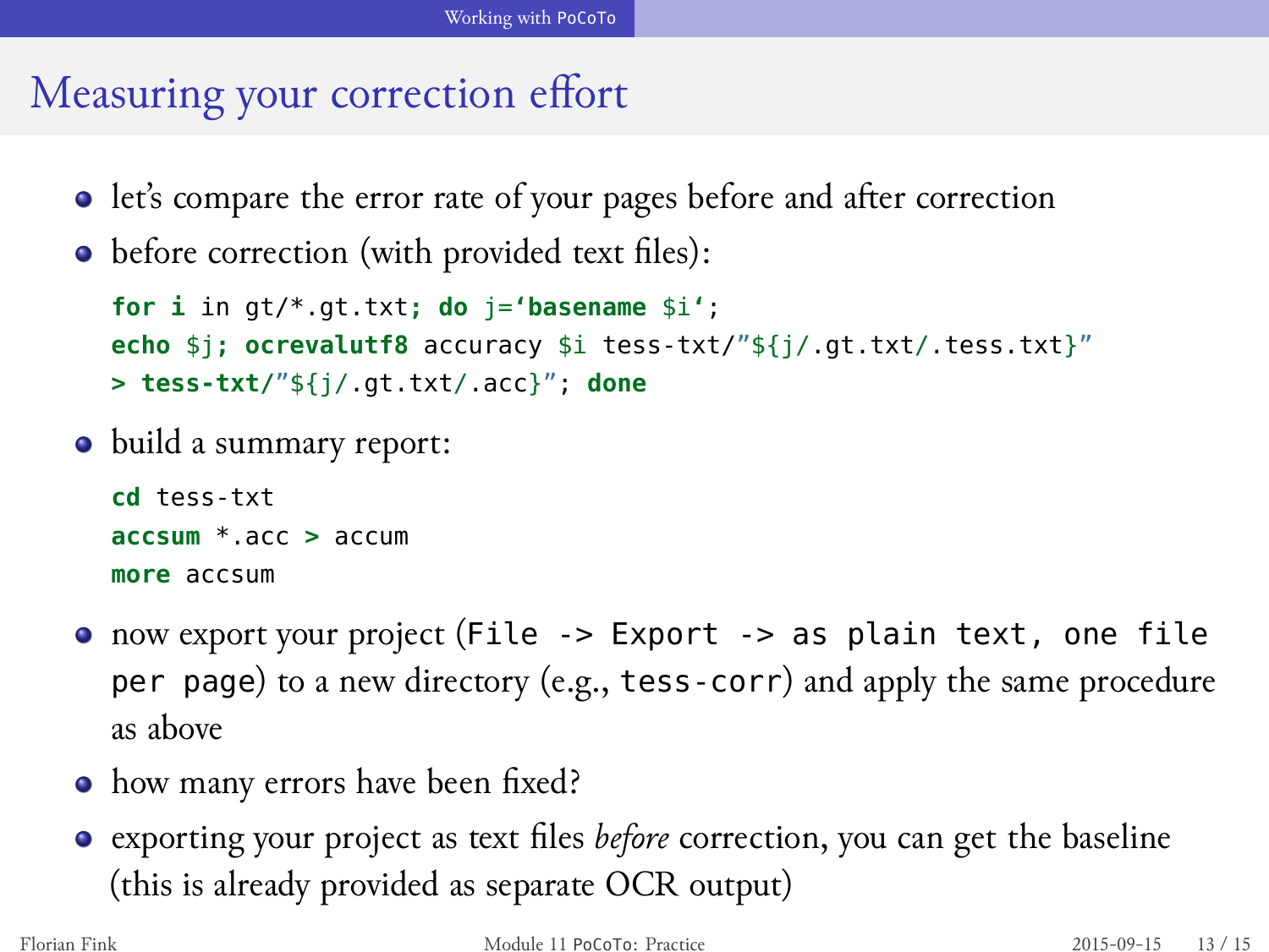# Measuring your correction effort

- let's compare the error rate of your pages before and after correction
- before correction (with provided text files):

  ```
  for i in gt/*.gt.txt; do j=`basename $i`;
  echo $j; ocrevalutf8 accuracy $i tess-txt/"${j/.gt.txt/.tess.txt}"
  > tess-txt/"${j/.gt.txt/.acc}"; done
  ```

- build a summary report:

  ```
  cd tess-txt
  accsum *.acc > accum
  more accsum
  ```

- now export your project (`File -> Export -> as plain text, one file per page`) to a new directory (e.g., `tess-corr`) and apply the same procedure as above
- how many errors have been fixed?
- exporting your project as text files *before* correction, you can get the baseline (this is already provided as separate OCR output)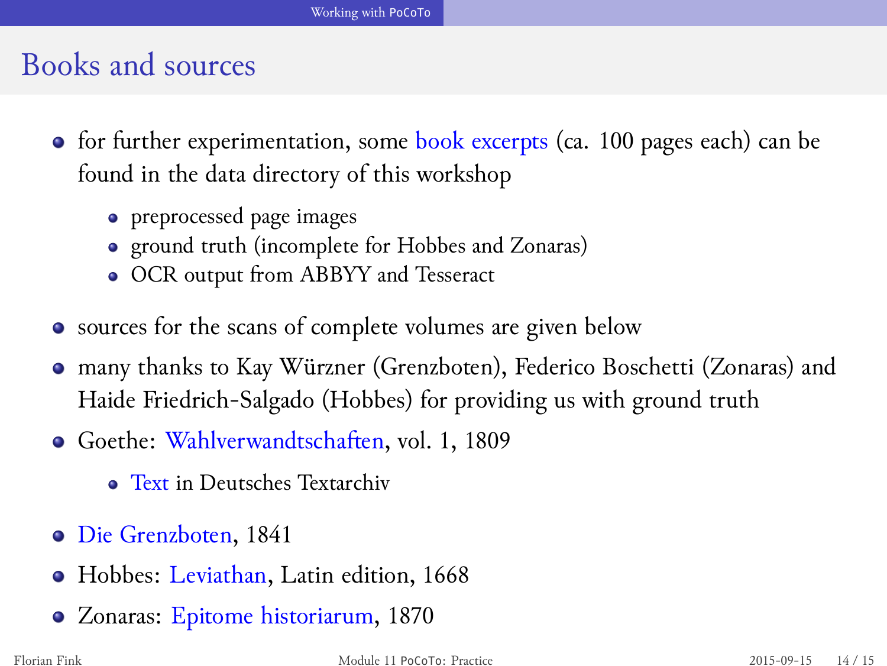# Books and sources

- for further experimentation, some book excerpts (ca. 100 pages each) can be found in the data directory of this workshop
  - preprocessed page images
  - ground truth (incomplete for Hobbes and Zonaras)
  - OCR output from ABBYY and Tesseract
- sources for the scans of complete volumes are given below
- many thanks to Kay Würzner (Grenzboten), Federico Boschetti (Zonaras) and Haide Friedrich-Salgado (Hobbes) for providing us with ground truth
- Goethe: Wahlverwandtschaften, vol. 1, 1809
  - Text in Deutsches Textarchiv
- Die Grenzboten, 1841
- Hobbes: Leviathan, Latin edition, 1668
- Zonaras: Epitome historiarum, 1870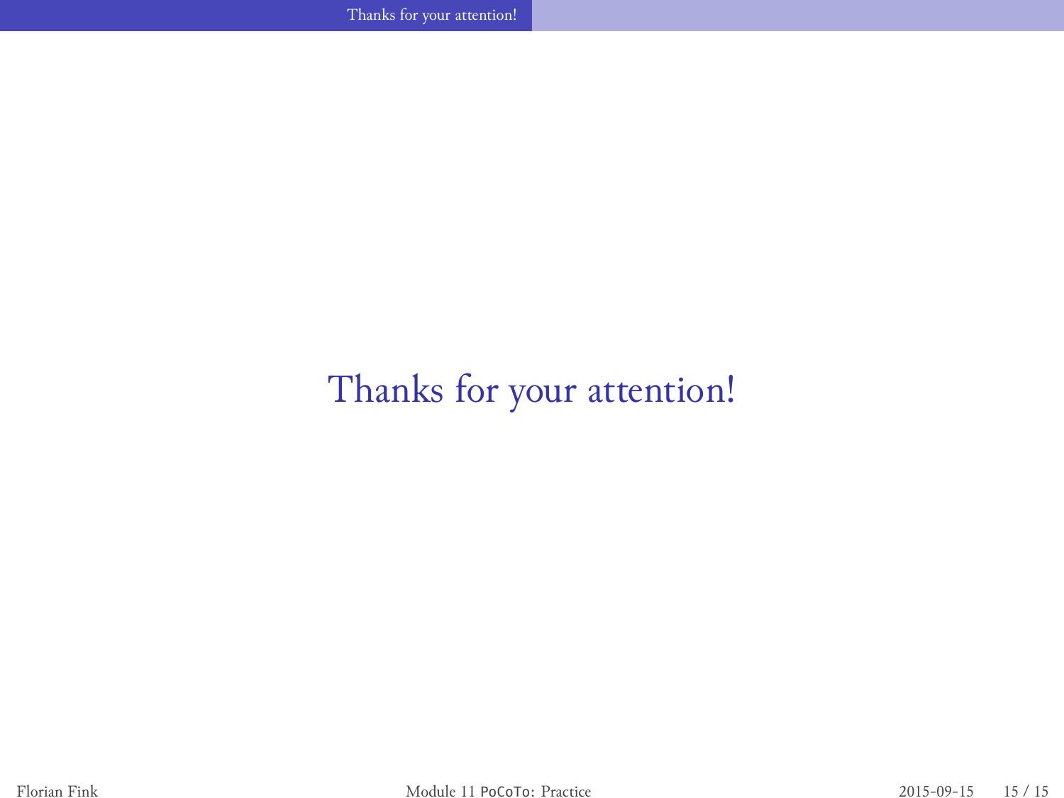Thanks for your attention!